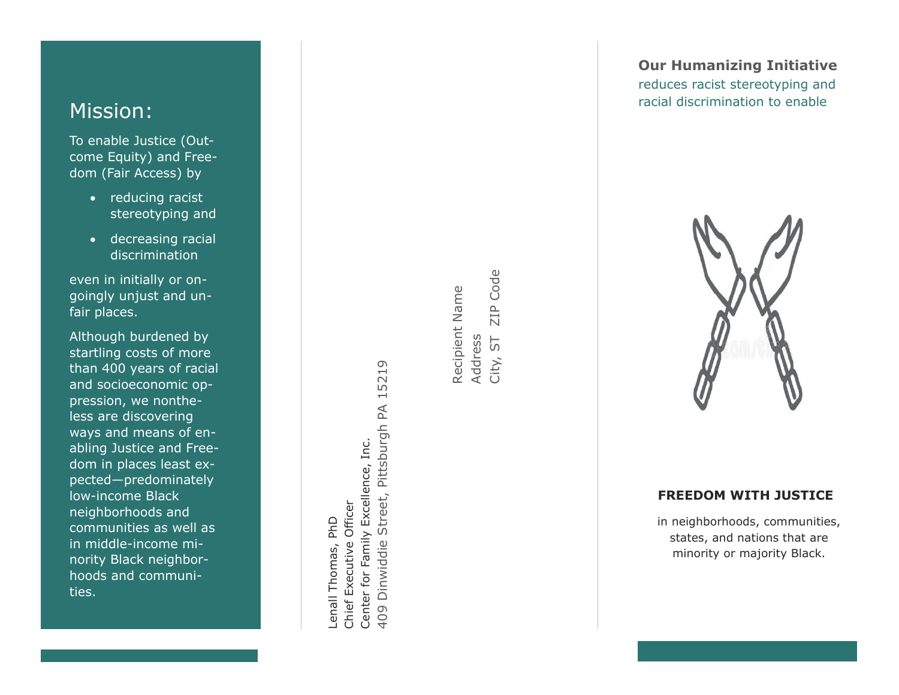## Mission:

To enable Justice (Outcome Equity) and Freedom (Fair Access) by

- reducing racist stereotyping and
- decreasing racial discrimination

even in initially or ongoingly unjust and unfair places.

Although burdened by startling costs of more than 400 years of racial and socioeconomic oppression, we nontheless are discovering ways and means of enabling Justice and Freedom in places least expected—predominately low-income Black neighborhoods and communities as well as in middle-income minority Black neighborhoods and communities.

Lenall Thomas, PhD
Chief Executive Officer
Center for Family Excellence, Inc.
409 Dinwiddie Street, Pittsburgh PA 15219

Recipient Name
Address
City, ST ZIP Code

**Our Humanizing Initiative** reduces racist stereotyping and racial discrimination to enable

**FREEDOM WITH JUSTICE**

in neighborhoods, communities, states, and nations that are minority or majority Black.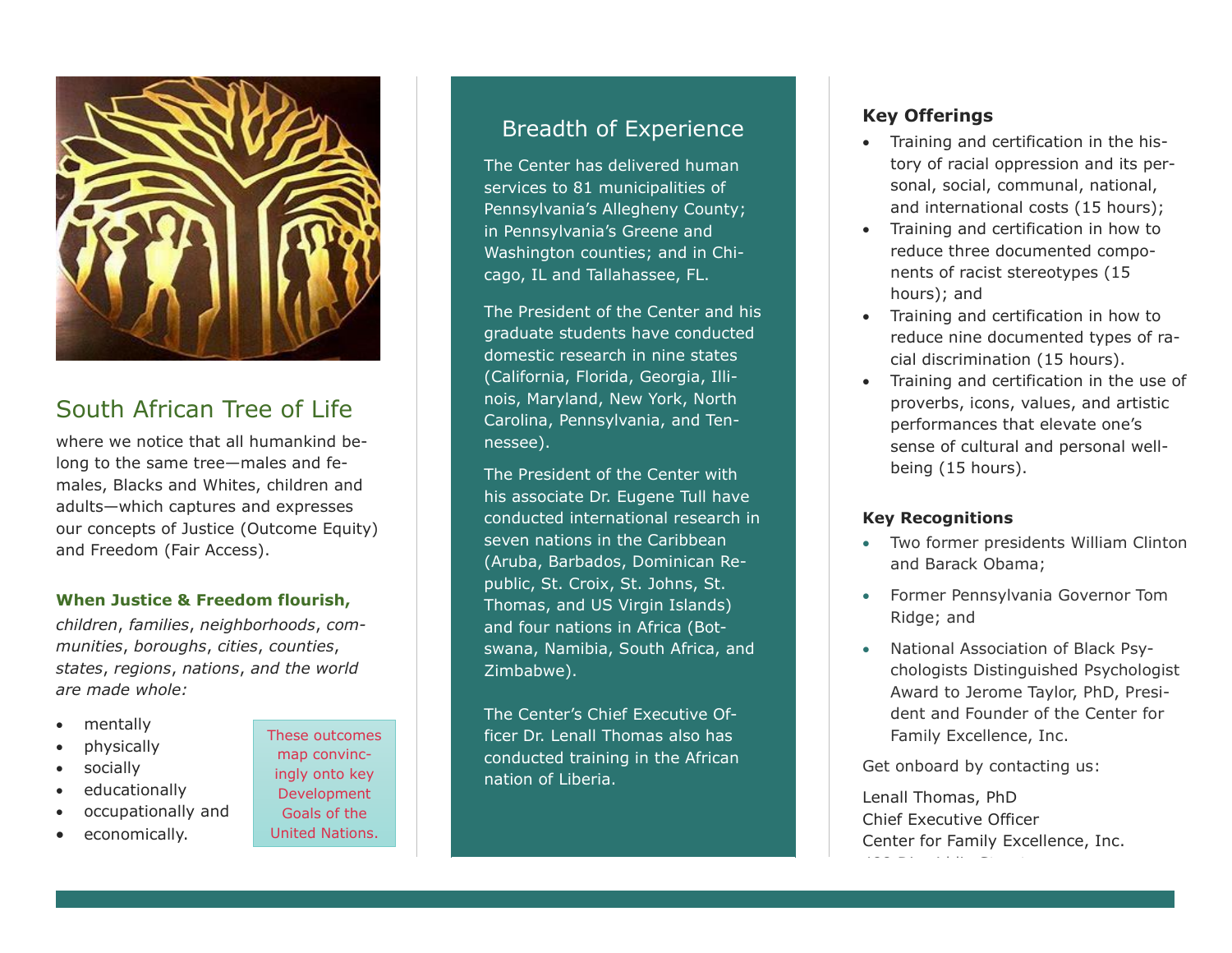## South African Tree of Life

where we notice that all humankind belong to the same tree—males and females, Blacks and Whites, children and adults—which captures and expresses our concepts of Justice (Outcome Equity) and Freedom (Fair Access).

**When Justice & Freedom flourish,**

*children*, *families*, *neighborhoods*, *communities*, *boroughs*, *cities*, *counties*, *states*, *regions*, *nations*, *and the world are made whole:*

- mentally
- physically
- socially
- educationally
- occupationally and
- economically.

These outcomes map convincingly onto key Development Goals of the United Nations.

## Breadth of Experience

The Center has delivered human services to 81 municipalities of Pennsylvania's Allegheny County; in Pennsylvania's Greene and Washington counties; and in Chicago, IL and Tallahassee, FL.

The President of the Center and his graduate students have conducted domestic research in nine states (California, Florida, Georgia, Illinois, Maryland, New York, North Carolina, Pennsylvania, and Tennessee).

The President of the Center with his associate Dr. Eugene Tull have conducted international research in seven nations in the Caribbean (Aruba, Barbados, Dominican Republic, St. Croix, St. Johns, St. Thomas, and US Virgin Islands) and four nations in Africa (Botswana, Namibia, South Africa, and Zimbabwe).

The Center's Chief Executive Officer Dr. Lenall Thomas also has conducted training in the African nation of Liberia.

### Key Offerings

- Training and certification in the history of racial oppression and its personal, social, communal, national, and international costs (15 hours);
- Training and certification in how to reduce three documented components of racist stereotypes (15 hours); and
- Training and certification in how to reduce nine documented types of racial discrimination (15 hours).
- Training and certification in the use of proverbs, icons, values, and artistic performances that elevate one's sense of cultural and personal wellbeing (15 hours).

### Key Recognitions

- Two former presidents William Clinton and Barack Obama;
- Former Pennsylvania Governor Tom Ridge; and
- National Association of Black Psychologists Distinguished Psychologist Award to Jerome Taylor, PhD, President and Founder of the Center for Family Excellence, Inc.

Get onboard by contacting us:

Lenall Thomas, PhD
Chief Executive Officer
Center for Family Excellence, Inc.